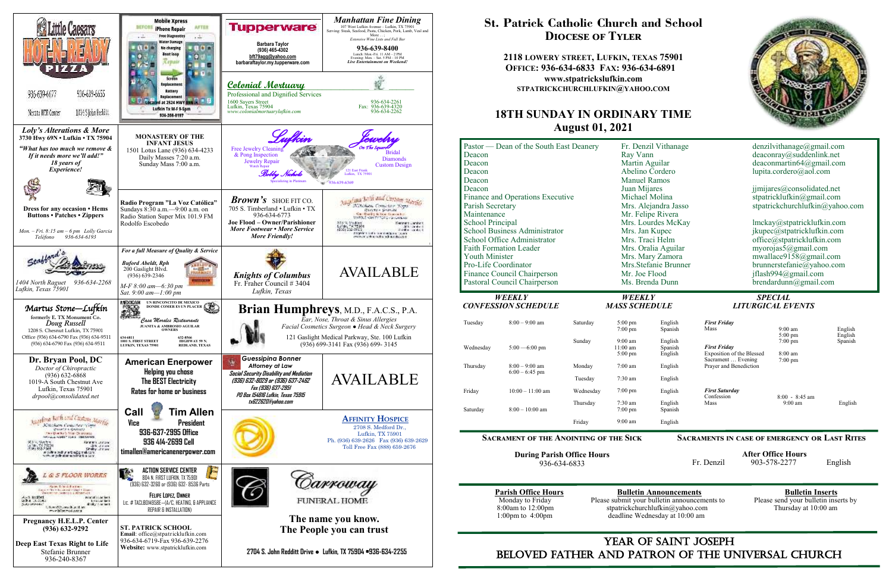# St. Patrick Catholic Church and School
## Diocese of Tyler

**2118 Lowery Street, Lufkin, Texas 75901**
**Office: 936-634-6833 Fax: 936-634-6891**
**www.stpatrickslufkin.com**
**stpatrickchurchlufkin@yahoo.com**

## 18th Sunday in Ordinary Time
### August 01, 2021

| | | |
|---|---|---|
| Pastor — Dean of the South East Deanery | Fr. Denzil Vithanage | denzilvithanage@gmail.com |
| Deacon | Ray Vann | deaconray@suddenlink.net |
| Deacon | Martin Aguilar | deaconmartin64@gmail.com |
| Deacon | Abelino Cordero | lupita.cordero@aol.com |
| Deacon | Manuel Ramos | |
| Deacon | Juan Mijares | jjmijares@consolidated.net |
| Finance and Operations Executive | Michael Molina | stpatricklufkin@gmail.com |
| Parish Secretary | Mrs. Alejandra Jasso | stpatrickchurchlufkin@yahoo.com |
| Maintenance | Mr. Felipe Rivera | |
| School Principal | Mrs. Lourdes McKay | lmckay@stpatricklufkin.com |
| School Business Administrator | Mrs. Jan Kupec | jkupec@stpatricklufkin.com |
| School Office Administrator | Mrs. Traci Helm | office@stpatricklufkin.com |
| Faith Formation Leader | Mrs. Oralia Aguilar | myorojas5@gmail.com |
| Youth Minister | Mrs. Mary Zamora | mwallace9158@gmail.com |
| Pro-Life Coordinator | Mrs.Stefanie Brunner | brunnerstefanie@yahoo.com |
| Finance Council Chairperson | Mr. Joe Flood | jflash994@gmail.com |
| Pastoral Council Chairperson | Ms. Brenda Dunn | brendardunn@gmail.com |

**Weekly Confession Schedule**

| Day | Time |
|---|---|
| Tuesday | 8:00 – 9:00 am |
| Wednesday | 5:00 —6:00 pm |
| Thursday | 8:00 – 9:00 am<br>6:00 – 6:45 pm |
| Friday | 10:00 – 11:00 am |
| Saturday | 8:00 – 10:00 am |

**Weekly Mass Schedule**

| Day | Time | Language |
|---|---|---|
| Saturday | 5:00 pm | English |
| | 7:00 pm | Spanish |
| Sunday | 9:00 am | English |
| | 11:00 am | Spanish |
| | 5:00 pm | English |
| Monday | 7:00 am | English |
| Tuesday | 7:30 am | English |
| Wednesday | 7:00 pm | English |
| Thursday | 7:30 am | English |
| | 7:00 pm | Spanish |
| Friday | 9:00 am | English |

**Special Liturgical Events**

| Event | Time | Language |
|---|---|---|
| *First Friday* Mass | 9:00 am | English |
| | 5:00 pm | English |
| | 7:00 pm | Spanish |
| *First Friday* Exposition of the Blessed Sacrament … Evening Prayer and Benediction | 8:00 am<br>7:00 pm | |
| *First Saturday* Confession | 8:00 - 8:45 am | |
| Mass | 9:00 am | English |

**Sacrament of the Anointing of the Sick** — During Parish Office Hours: 936-634-6833

**Sacraments in case of emergency or Last Rites** — After Office Hours: Fr. Denzil 903-578-2277 English

**Parish Office Hours**
Monday to Friday
8:00am to 12:00pm
1:00pm to 4:00pm

**Bulletin Announcements**
Please submit your bulletin announcements to stpatrickchurchlufkin@yahoo.com deadline Wednesday at 10:00 am

**Bulletin Inserts**
Please send your bulletin inserts by Thursday at 10:00 am

## Year of Saint Joseph
## Beloved Father and Patron of the Universal Church

---

**Little Caesars Hot-N-Ready Pizza** — 936-639-4477, 936-639-5555 — Next to HEB Center, 1034 S John Redditt

**Mobile Xpress iPhone Repair** — Free Diagnostics, Water Damage, No charging, Boot loop, Screen Replacement, Battery Replacement — Located at 2524 HWY 69N in Lufkin Tx M-F 9-5pm — 936-208-8197

**Tupperware** — Barbara Taylor (936) 465-4302 — bft79ago@yahoo.com — barbarataylor.my.tupperware.com

**Manhattan Fine Dining** — 107 West Lufkin Avenue – Lufkin, TX 75901 — Serving: Steak, Seafood, Pasta, Chicken, Pork, Lamb, Veal and More … ; Extensive Wine Lists and Full Bar — 936-639-8400 — Lunch: Mon.-Fri. 11 AM – 2 PM; Evening: Mon. – Sat. 5 PM – 10 PM — *Live Entertainment on Weekend!*

**Colonial Mortuary** — Professional and Dignified Services — 1600 Sayers Street, Lufkin, Texas 75904 — www.colonialmortuarylufkin.com — 936-634-2261, Fax: 936-639-4320, 936-634-2262

***Loly's Alterations & More*** — 3730 Hwy 69N • Lufkin • TX 75904 — *"What has too much we remove & If it needs more we'll add!" 18 years of Experience!* — Dress for any occasion • Hems, Buttons • Patches • Zippers — *Mon. – Fri. 8:15 am – 6 pm Lolly Garcia, Teléfono 936-634-6193*

**Monastery of the Infant Jesus** — 1501 Lotus Lane (936) 634-4233 — Daily Masses 7:20 a.m. — Sunday Mass 7:00 a.m.

**Lufkin Jewelry** — Free Jewelry Cleaning & Pong Inspection — Jewelry Repair — Watch Repair — Bridal, Diamonds, Custom Design — On The Square — Bobby Nichols — 121 East Frank, Lufkin, TX 75901 — 936-639-6369

**Radio Program "La Voz Católica"** — Sundays 8:30 a.m.—9:00 a.m. on Radio Station Super Mix 101.9 FM — Rodolfo Escobedo

***Brown's*** **Shoe Fit Co.** — 705 S. Timberland • Lufkin • TX — 936-634-6773 — Joe Flood – Owner/Parishioner — *More Footwear • More Service More Friendly!*

**Angelina Bath and Custom Marble**

**Stafford's Lufkin Pharmacy** — 1404 North Raguet 936-634-2268 — Lufkin, Texas 75901

*For a full Measure of Quality & Service* — **Buford Abeldt, Rph** — 200 Gaslight Blvd. (936) 639-2346 — *M-F 8:00 am—6:30 pm, Sat. 9:00 am—1:00 pm*

***Knights of Columbus*** — Fr. Fraher Council # 3404 — *Lufkin, Texas*

AVAILABLE

**Martus Stone—Lufkin** — formerly E. TX Monument Co. — *Doug Russell* — 1208 S. Chesnut Lufkin, TX 75901 — Office (936) 634-6790 Fax (936) 634-9511 — (936) 634-6790 Fax (936) 634-9511

**Casa Morales Restaurante** — Un rinconcito de Mexico donde comer es un placer — Juanita & Ambrosio Aguilar Owners — 634-6811, 1001 S. First Street, Lufkin, Texas 75901 — 632-8566, Highway 59 N, Redland, Texas

**Brian Humphreys**, M.D., F.A.C.S., P.A. — *Ear, Nose, Throat & Sinus Allergies — Facial Cosmetics Surgeon ● Head & Neck Surgery* — 121 Gaslight Medical Parkway, Ste. 100 Lufkin — (936) 699-3141 Fax (936) 699- 3145

**Dr. Bryan Pool, DC** — *Doctor of Chiropractic* — (936) 632-6868 — 1019-A South Chestnut Ave — Lufkin, Texas 75901 — *drpool@consolidated.net*

**American Enerpower** — Helping you chose The BEST Electricity — Rates for home or business

***Guessipina Bonner*** — *Attorney at Law* — *Social Security Disability and Mediation* — *(936) 632-8029 or (936) 637-2462* — *Fax (936) 637-2951* — *PO Box 154816 Lufkin, Texas 75915* — *tx622620@yahoo.com*

AVAILABLE

**Call Tim Allen** — Vice President — 936-637-2995 Office — 936 414-2699 Cell — timallen@americanenerpower.com

**Angelina Bath and Custom Marble**

**Affinity Hospice** — 2708 S. Medford Dr., Lufkin, TX 75901 — Ph. (936) 639-2626 Fax (936) 639-2629 — Toll Free Fax (888) 659-2676

**L & S Floor Works**

**Action Service Center** — 804 N. First Lufkin, TX 75901 — (936) 632-3260 or (936) 632- 8536 Parts — Felipe Lopez, Owner — Lic. # TACLB004958E—(A/C, Heating, & Appliance Repair & Installation)

**Carroway Funeral Home** — The name you know. The People you can trust — 2704 S. John Redditt Drive ● Lufkin, TX 75904 ●936-634-2255

**Pregnancy H.E.L.P. Center** — (936) 632-9292

**Deep East Texas Right to Life** — Stefanie Brunner — 936-240-8367

**St. Patrick School** — Email: office@stpatricklufkin.com — 936-634-6719-Fax 936-639-2276 — Website: www.stpatricklufkin.com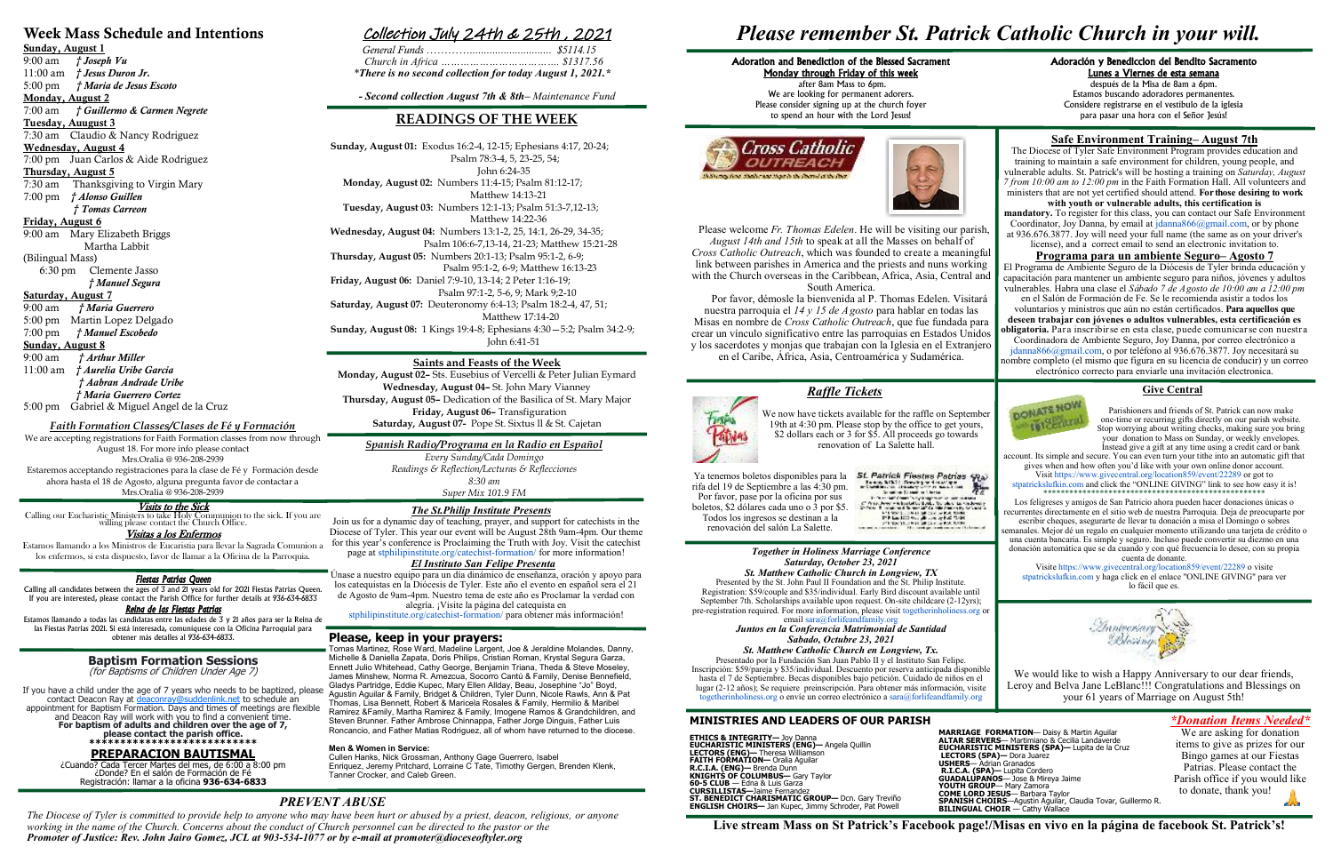# Please remember St. Patrick Catholic Church in your will.

## Week Mass Schedule and Intentions

**Sunday, August 1**
9:00 am *† Joseph Vu*
11:00 am *† Jesus Duron Jr.*
5:00 pm *† Maria de Jesus Escoto*

**Monday, August 2**
7:00 am *† Guillermo & Carmen Negrete*

**Tuesday, Auugust 3**
7:30 am Claudio & Nancy Rodriguez

**Wednesday, August 4**
7:00 pm Juan Carlos & Aide Rodriguez

**Thursday, August 5**
7:30 am Thanksgiving to Virgin Mary
7:00 pm *† Alonso Guillen*
*† Tomas Carreon*

**Friday, August 6**
9:00 am Mary Elizabeth Briggs
Martha Labbit
(Bilingual Mass)
6:30 pm Clemente Jasso
*† Manuel Segura*

**Saturday, August 7**
9:00 am *† Maria Guerrero*
5:00 pm Martin Lopez Delgado
7:00 pm *† Manuel Escobedo*

**Sunday, August 8**
9:00 am *† Arthur Miller*
11:00 am *† Aurelia Uribe Garcia*
*† Aabran Andrade Uribe*
*† Maria Guerrero Cortez*
5:00 pm Gabriel & Miguel Angel de la Cruz

### *Faith Formation Classes/Clases de Fé y Formación*

We are accepting registrations for Faith Formation classes from now through August 18. For more info please contact Mrs.Oralia @ 936-208-2939

Estaremos aceptando registraciones para la clase de Fé y Formación desde ahora hasta el 18 de Agosto, alguna pregunta favor de contactar a Mrs.Oralia @ 936-208-2939

### *Visits to the Sick*

Calling our Eucharistic Ministers to take Holy Communion to the sick. If you are willing please contact the Church Office.

### *Visitas a los Enfermos*

Estamos llamando a los Ministros de Eucaristia para llevar la Sagrada Comunion a los enfermos, si esta dispuesto, favor de llamar a la Oficina de la Parroquia.

### *Fiestas Patrias Queen*

Calling all candidates between the ages of 3 and 21 years old for 2021 Fiestas Patrias Queen. If you are interested, please contact the Parish Office for further details at *936-634-6833*

### *Reina de las Fiestas Patrias*

Estamos llamando a todas las candidatas entre las edades de 3 y 21 años para ser la Reina de las Fiestas Patrias 2021. Si está interesada, comuniquese con la Oficina Parroquial para obtener más detalles al *936-634-6833.*

## Baptism Formation Sessions

*(for Baptisms of Children Under Age 7)*

If you have a child under the age of 7 years who needs to be baptized, please contact Deacon Ray at deaconray@suddenlink.net to schedule an appointment for Baptism Formation. Days and times of meetings are flexible and Deacon Ray will work with you to find a convenient time.
**For baptism of adults and children over the age of 7, please contact the parish office.**
**\*\*\*\*\*\*\*\*\*\*\*\*\*\*\*\*\*\*\*\*\*\*\*\*\*\*\*\***

## PREPARACION BAUTISMAL

¿Cuándo? Cada Tercer Martes del mes, de 6:00 a 8:00 pm
¿Dónde? En el salón de Formación de Fé
Registración: llamar a la oficina **936-634-6833**

## *Collection July 24th & 25th , 2021*

*General Funds ………............................ $5114.15*
*Church in Africa ………………………….. $1317.56*
*\*There is no second collection for today August 1, 2021.\**

*- Second collection August 7th & 8th– Maintenance Fund*

## READINGS OF THE WEEK

**Sunday, August 01:** Exodus 16:2-4, 12-15; Ephesians 4:17, 20-24; Psalm 78:3-4, 5, 23-25, 54; John 6:24-35
**Monday, August 02:** Numbers 11:4-15; Psalm 81:12-17; Matthew 14:13-21
**Tuesday, August 03:** Numbers 12:1-13; Psalm 51:3-7,12-13; Matthew 14:22-36
**Wednesday, August 04:** Numbers 13:1-2, 25, 14:1, 26-29, 34-35; Psalm 106:6-7,13-14, 21-23; Matthew 15:21-28
**Thursday, August 05:** Numbers 20:1-13; Psalm 95:1-2, 6-9; Psalm 95:1-2, 6-9; Matthew 16:13-23
**Friday, August 06:** Daniel 7:9-10, 13-14; 2 Peter 1:16-19; Psalm 97:1-2, 5-6, 9; Mark 9;2-10
**Saturday, August 07:** Deuteronomy 6:4-13; Psalm 18:2-4, 47, 51; Matthew 17:14-20
**Sunday, August 08:** 1 Kings 19:4-8; Ephesians 4:30—5:2; Psalm 34:2-9; John 6:41-51

### Saints and Feasts of the Week

**Monday, August 02–** Sts. Eusebius of Vercelli & Peter Julian Eymard
**Wednesday, August 04–** St. John Mary Vianney
**Thursday, August 05–** Dedication of the Basilica of St. Mary Major
**Friday, August 06–** Transfiguration
**Saturday, August 07-** Pope St. Sixtus ll & St. Cajetan

### *Spanish Radio/Programa en la Radio en Español*

*Every Sunday/Cada Domingo*
*Readings & Reflection/Lecturas & Reflecciones*
*8:30 am*
*Super Mix 101.9 FM*

### *The St.Philip Institute Presents*

Join us for a dynamic day of teaching, prayer, and support for catechists in the Diocese of Tyler. This year our event will be August 28th 9am-4pm. Our theme for this year's conference is Proclaiming the Truth with Joy. Visit the catechist page at stphilipinstitute.org/catechist-formation/ for more information!

### *El Instituto San Felipe Presenta*

Únase a nuestro equipo para un día dinámico de enseñanza, oración y apoyo para los catequistas en la Diócesis de Tyler. Este año el evento en español sera el 21 de Agosto de 9am-4pm. Nuestro tema de este año es Proclamar la verdad con alegría. ¡Visite la página del catequista en stphilipinstitute.org/catechist-formation/ para obtener más información!

## Please, keep in your prayers:

Tomas Martinez, Rose Ward, Madeline Largent, Joe & Jeraldine Molandes, Danny, Michelle & Daniella Zapata, Doris Philips, Cristian Roman, Krystal Segura Garza, Ennett Julio Whitehead, Cathy George, Benjamin Triana, Theda & Steve Moseley, James Minshew, Norma R. Amezcua, Socorro Cantú & Family, Denise Bennefield, Gladys Partridge, Eddie Kupec, Mary Ellen Allday, Beau, Josephine "Jo" Boyd, Agustin Aguilar & Family, Bridget & Children, Tyler Dunn, Nicole Rawls, Ann & Pat Thomas, Lisa Bennett, Robert & Maricela Rosales & Family, Hermilio & Maribel Ramirez &Family, Martha Ramirez & Family, Imogene Ramos & Grandchildren, and Steven Brunner. Father Ambrose Chinnappa, Father Joge Dinguis, Father Luis Roncancio, and Father Matias Rodriguez, all of whom have returned to the diocese.

**Men & Women in Service:**
Cullen Hanks, Nick Grossman, Anthony Gage Guerrero, Isabel Enriquez, Jeremy Pritchard, Lorraine C Tate, Timothy Gergen, Brenden Klenk, Tanner Crocker, and Caleb Green.

### Adoration and Benediction of the Blessed Sacrament

**Monday through Friday of this week**
after 8am Mass to 6pm.
We are looking for permanent adorers.
Please consider signing up at the church foyer to spend an hour with the Lord Jesus!

### Adoración y Benediccion del Bendito Sacramento

**Lunes a Viernes de esta semana**
después de la Misa de 8am a 6pm.
Estamos buscando adoradores permanentes.
Considere registrarse en el vestíbulo de la iglesia para pasar una hora con el Señor Jesús!

Please welcome *Fr. Thomas Edelen*. He will be visiting our parish, *August 14th and 15th* to speak at all the Masses on behalf of *Cross Catholic Outreach*, which was founded to create a meaningful link between parishes in America and the priests and nuns working with the Church overseas in the Caribbean, Africa, Asia, Central and South America.

Por favor, démosle la bienvenida al P. Thomas Edelen. Visitará nuestra parroquia el *14 y 15 de Agosto* para hablar en todas las Misas en nombre de *Cross Catholic Outreach*, que fue fundada para crear un vínculo significativo entre las parroquias en Estados Unidos y los sacerdotes y monjas que trabajan con la Iglesia en el Extranjero en el Caribe, África, Asia, Centroamérica y Sudamérica.

### *Raffle Tickets*

We now have tickets available for the raffle on September 19th at 4:30 pm. Please stop by the office to get yours, $2 dollars each or 3 for $5. All proceeds go towards renovation of La Salette hall.

Ya tenemos boletos disponibles para la rifa del 19 de Septiembre a las 4:30 pm. Por favor, pase por la oficina por sus boletos, $2 dólares cada uno o 3 por $5. Todos los ingresos se destinan a la renovación del salón La Salette.

### *Together in Holiness Marriage Conference*

***Saturday, October 23, 2021***
***St. Matthew Catholic Church in Longview, TX***

Presented by the St. John Paul II Foundation and the St. Philip Institute. Registration: $59/couple and $35/individual. Early Bird discount available until September 7th. Scholarships available upon request. On-site childcare (2-12yrs); pre-registration required. For more information, please visit togetherinholiness.org or email sara@forlifeandfamily.org

***Juntos en la Conferencia Matrimonial de Santidad***
***Sabado, Octubre 23, 2021***
***St. Matthew Catholic Church in Longview, Tx.***

Presentado por la Fundación San Juan Pablo II y el Instituto San Felipe. Inscripción: $59/pareja y $35/individual. Descuento por reserva anticipada disponible hasta el 7 de Septiembre. Becas disponibles bajo petición. Cuidado de niños en el lugar (2-12 años); Se requiere preinscripción. Para obtener más información, visite togetherinholiness.org o envíe un correo electrónico a sara@forlifeandfamily.org

### Safe Environment Training– August 7th

The Diocese of Tyler Safe Environment Program provides education and training to maintain a safe environment for children, young people, and vulnerable adults. St. Patrick's will be hosting a training on *Saturday, August 7 from 10:00 am to 12:00 pm* in the Faith Formation Hall. All volunteers and ministers that are not yet certified should attend. **For those desiring to work with youth or vulnerable adults, this certification is mandatory.** To register for this class, you can contact our Safe Environment Coordinator, Joy Danna, by email at jdanna866@gmail.com, or by phone at 936.676.3877. Joy will need your full name (the same as on your driver's license), and a correct email to send an electronic invitation to.

### Programa para un ambiente Seguro– Agosto 7

El Programa de Ambiente Seguro de la Diócesis de Tyler brinda educación y capacitación para mantener un ambiente seguro para niños, jóvenes y adultos vulnerables. Habra una clase el *Sábado 7 de Agosto de 10:00 am a 12:00 pm* en el Salón de Formación de Fe. Se le recomienda asistir a todos los voluntarios y ministros que aún no están certificados. **Para aquellos que deseen trabajar con jóvenes o adultos vulnerables, esta certificación es obligatoria.** Para inscribirse en esta clase, puede comunicarse con nuestra Coordinadora de Ambiente Seguro, Joy Danna, por correo electrónico a jdanna866@gmail.com, o por teléfono al 936.676.3877. Joy necesitará su nombre completo (el mismo que figura en su licencia de conducir) y un correo electrónico correcto para enviarle una invitación electronica.

### Give Central

Parishioners and friends of St. Patrick can now make one-time or recurring gifts directly on our parish website. Stop worrying about writing checks, making sure you bring your donation to Mass on Sunday, or weekly envelopes. Instead give a gift at any time using a credit card or bank account. Its simple and secure. You can even turn your tithe into an automatic gift that gives when and how often you'd like with your own online donor account. Visit https://www.givecentral.org/location859/event/22289 or got to stpatrickslufkin.com and click the "ONLINE GIVING" link to see how easy it is!
\*\*\*\*\*\*\*\*\*\*\*\*\*\*\*\*\*\*\*\*\*\*\*\*\*\*\*\*\*\*\*\*\*\*\*\*\*\*\*\*\*\*\*\*\*\*\*\*\*\*\*\*

Los feligreses y amigos de San Patricio ahora pueden hacer donaciones únicas o recurrentes directamente en el sitio web de nuestra Parroquia. Deja de preocuparte por escribir cheques, asegurarte de llevar tu donación a misa el Domingo o sobres semanales. Mejor dé un regalo en cualquier momento utilizando una tarjeta de crédito o una cuenta bancaria. Es simple y seguro. Incluso puede convertir su diezmo en una donación automática que se da cuando y con qué frecuencia lo desee, con su propia cuenta de donante.
Visite https://www.givecentral.org/location859/event/22289 o visite stpatrickslufkin.com y haga click en el enlace "ONLINE GIVING" para ver lo fácil que es.

We would like to wish a Happy Anniversary to our dear friends, Leroy and Belva Jane LeBlanc!!! Congratulations and Blessings on your 61 years of Marriage on August 5th!

## MINISTRIES AND LEADERS OF OUR PARISH

**ETHICS & INTEGRITY—** Joy Danna
**EUCHARISTIC MINISTERS (ENG)—** Angela Quillin
**LECTORS (ENG)—** Theresa Williamson
**FAITH FORMATION—** Oralia Aguilar
**R.C.I.A. (ENG)—** Brenda Dunn
**KNIGHTS OF COLUMBUS—** Gary Taylor
**60-5 CLUB —** Edna & Luis Garza
**CURSILLISTAS—**Jaime Fernandez
**ST. BENEDICT CHARISMATIC GROUP—** Dcn. Gary Treviño
**ENGLISH CHOIRS—** Jan Kupec, Jimmy Schroder, Pat Powell
**MARRIAGE FORMATION**— Daisy & Martin Aguilar
**ALTAR SERVERS**— Martimiano & Cecilia Landaverde
**EUCHARISTIC MINISTERS (SPA)—** Lupita de la Cruz
**LECTORS (SPA)—** Dora Juarez
**USHERS**— Adrian Granados
**R.I.C.A. (SPA)—** Lupita Cordero
**GUADALUPANOS**— Jose & Mireya Jaime
**YOUTH GROUP**— Mary Zamora
**COME LORD JESUS**— Barbara Taylor
**SPANISH CHOIRS**—Agustin Aguilar, Claudia Tovar, Guillermo R.
**BILINGUAL CHOIR** — Cathy Wallace

### *\*Donation Items Needed\**

We are asking for donation items to give as prizes for our Bingo games at our Fiestas Patrias. Please contact the Parish office if you would like to donate, thank you!

## *PREVENT ABUSE*

*The Diocese of Tyler is committed to provide help to anyone who may have been hurt or abused by a priest, deacon, religious, or anyone working in the name of the Church. Concerns about the conduct of Church personnel can be directed to the pastor or the* ***Promoter of Justice: Rev. John Jairo Gomez, JCL at 903-534-1077 or by e-mail at promoter@dioceseoftyler.org***

**Live stream Mass on St Patrick's Facebook page!/Misas en vivo en la página de facebook St. Patrick's!**